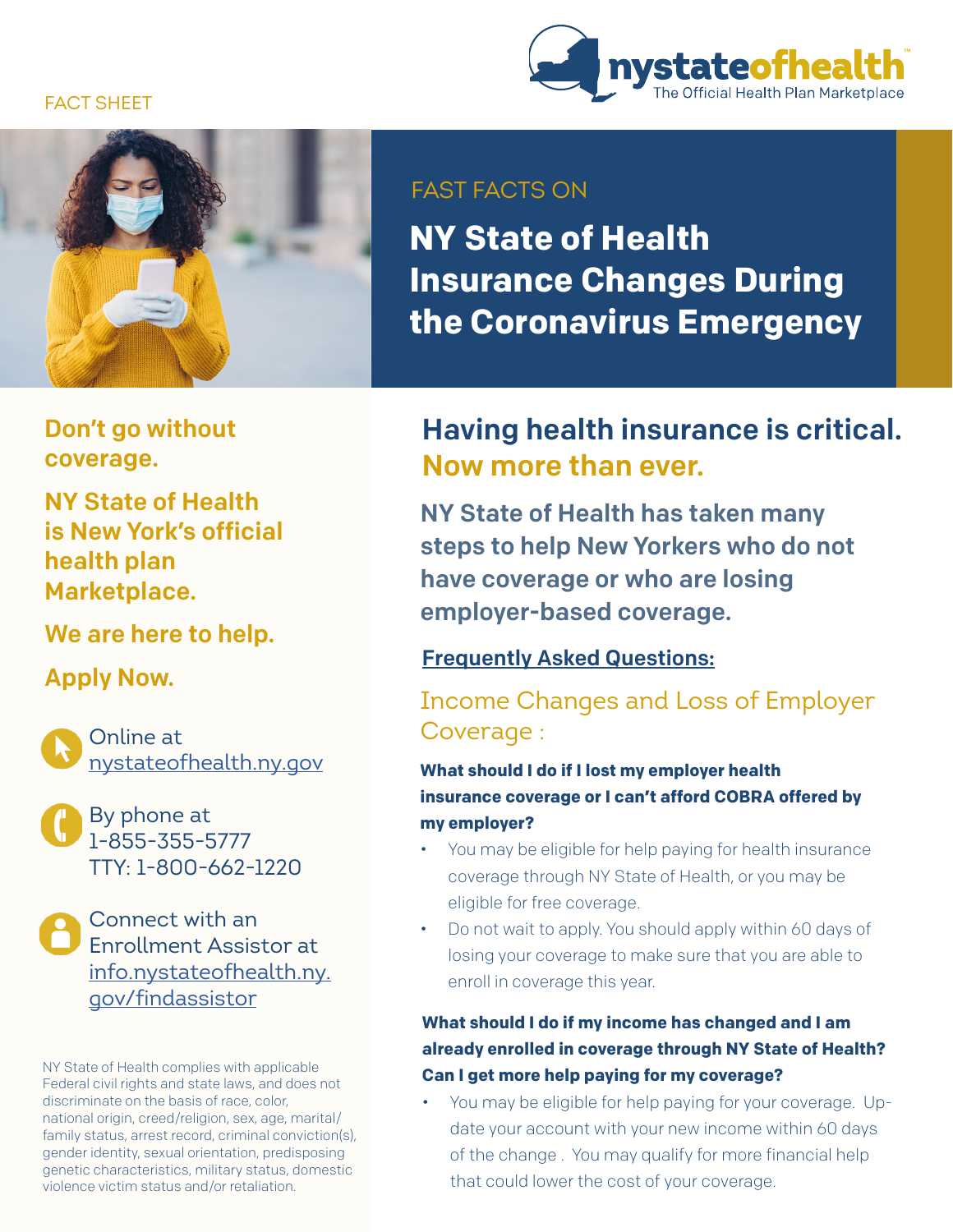FACT SHEET

nystateofhealth
The Official Health Plan Marketplace

FAST FACTS ON

# NY State of Health Insurance Changes During the Coronavirus Emergency

**Don't go without coverage.**

**NY State of Health is New York's official health plan Marketplace.**

**We are here to help.**

**Apply Now.**

Online at [nystateofhealth.ny.gov](nystateofhealth.ny.gov)

By phone at
1-855-355-5777
TTY: 1-800-662-1220

Connect with an Enrollment Assistor at [info.nystateofhealth.ny.gov/findassistor](info.nystateofhealth.ny.gov/findassistor)

NY State of Health complies with applicable Federal civil rights and state laws, and does not discriminate on the basis of race, color, national origin, creed/religion, sex, age, marital/family status, arrest record, criminal conviction(s), gender identity, sexual orientation, predisposing genetic characteristics, military status, domestic violence victim status and/or retaliation.

## Having health insurance is critical. Now more than ever.

**NY State of Health has taken many steps to help New Yorkers who do not have coverage or who are losing employer-based coverage.**

**Frequently Asked Questions:**

### Income Changes and Loss of Employer Coverage :

**What should I do if I lost my employer health insurance coverage or I can't afford COBRA offered by my employer?**

- You may be eligible for help paying for health insurance coverage through NY State of Health, or you may be eligible for free coverage.
- Do not wait to apply. You should apply within 60 days of losing your coverage to make sure that you are able to enroll in coverage this year.

**What should I do if my income has changed and I am already enrolled in coverage through NY State of Health? Can I get more help paying for my coverage?**

- You may be eligible for help paying for your coverage. Update your account with your new income within 60 days of the change . You may qualify for more financial help that could lower the cost of your coverage.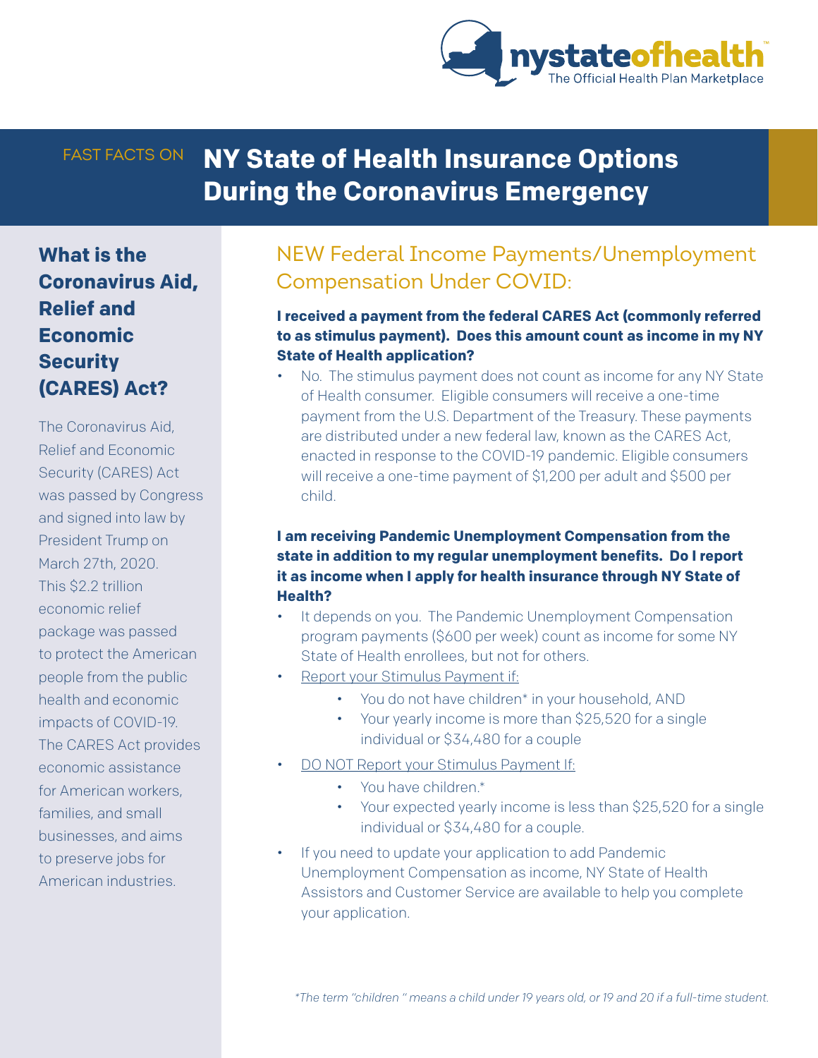FAST FACTS ON

# NY State of Health Insurance Options During the Coronavirus Emergency

## What is the Coronavirus Aid, Relief and Economic Security (CARES) Act?

The Coronavirus Aid, Relief and Economic Security (CARES) Act was passed by Congress and signed into law by President Trump on March 27th, 2020. This $2.2 trillion economic relief package was passed to protect the American people from the public health and economic impacts of COVID-19. The CARES Act provides economic assistance for American workers, families, and small businesses, and aims to preserve jobs for American industries.

## NEW Federal Income Payments/Unemployment Compensation Under COVID:

**I received a payment from the federal CARES Act (commonly referred to as stimulus payment). Does this amount count as income in my NY State of Health application?**

- No. The stimulus payment does not count as income for any NY State of Health consumer. Eligible consumers will receive a one-time payment from the U.S. Department of the Treasury. These payments are distributed under a new federal law, known as the CARES Act, enacted in response to the COVID-19 pandemic. Eligible consumers will receive a one-time payment of $1,200 per adult and $500 per child.

**I am receiving Pandemic Unemployment Compensation from the state in addition to my regular unemployment benefits. Do I report it as income when I apply for health insurance through NY State of Health?**

- It depends on you. The Pandemic Unemployment Compensation program payments ($600 per week) count as income for some NY State of Health enrollees, but not for others.
- Report your Stimulus Payment if:
  - You do not have children* in your household, AND
  - Your yearly income is more than $25,520 for a single individual or $34,480 for a couple
- DO NOT Report your Stimulus Payment If:
  - You have children.*
  - Your expected yearly income is less than $25,520 for a single individual or $34,480 for a couple.
- If you need to update your application to add Pandemic Unemployment Compensation as income, NY State of Health Assistors and Customer Service are available to help you complete your application.

*\*The term "children " means a child under 19 years old, or 19 and 20 if a full-time student.*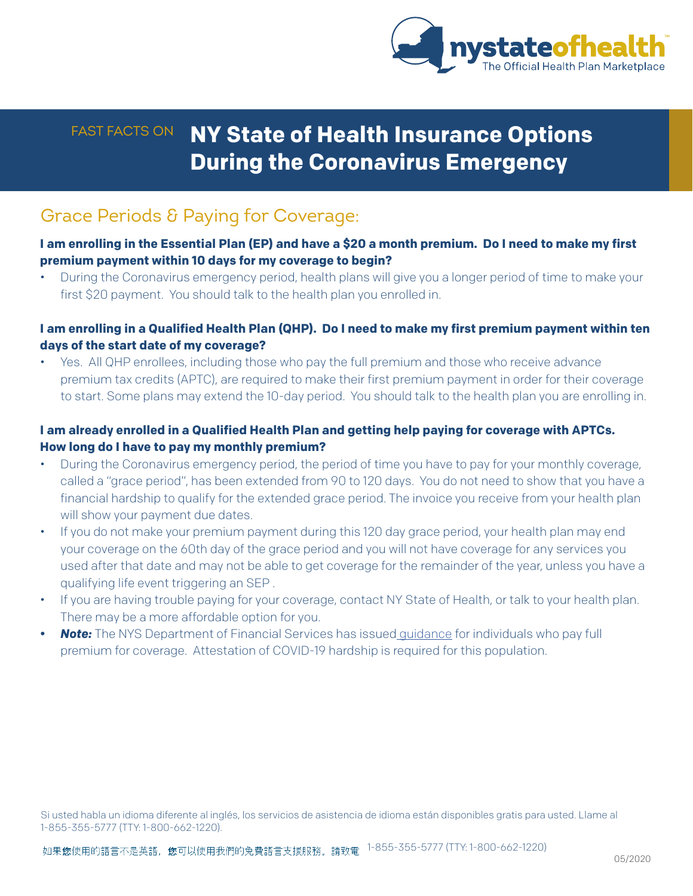nystateofhealth
The Official Health Plan Marketplace

# FAST FACTS ON NY State of Health Insurance Options During the Coronavirus Emergency

## Grace Periods & Paying for Coverage:

**I am enrolling in the Essential Plan (EP) and have a $20 a month premium. Do I need to make my first premium payment within 10 days for my coverage to begin?**

- During the Coronavirus emergency period, health plans will give you a longer period of time to make your first $20 payment. You should talk to the health plan you enrolled in.

**I am enrolling in a Qualified Health Plan (QHP). Do I need to make my first premium payment within ten days of the start date of my coverage?**

- Yes. All QHP enrollees, including those who pay the full premium and those who receive advance premium tax credits (APTC), are required to make their first premium payment in order for their coverage to start. Some plans may extend the 10-day period. You should talk to the health plan you are enrolling in.

**I am already enrolled in a Qualified Health Plan and getting help paying for coverage with APTCs. How long do I have to pay my monthly premium?**

- During the Coronavirus emergency period, the period of time you have to pay for your monthly coverage, called a "grace period", has been extended from 90 to 120 days. You do not need to show that you have a financial hardship to qualify for the extended grace period. The invoice you receive from your health plan will show your payment due dates.
- If you do not make your premium payment during this 120 day grace period, your health plan may end your coverage on the 60th day of the grace period and you will not have coverage for any services you used after that date and may not be able to get coverage for the remainder of the year, unless you have a qualifying life event triggering an SEP .
- If you are having trouble paying for your coverage, contact NY State of Health, or talk to your health plan. There may be a more affordable option for you.
- ***Note:*** The NYS Department of Financial Services has issued guidance for individuals who pay full premium for coverage. Attestation of COVID-19 hardship is required for this population.

Si usted habla un idioma diferente al inglés, los servicios de asistencia de idioma están disponibles gratis para usted. Llame al 1-855-355-5777 (TTY: 1-800-662-1220).

如果您使用的語言不是英語，您可以使用我們的免費語言支援服務。請致電 1-855-355-5777 (TTY: 1-800-662-1220)

05/2020